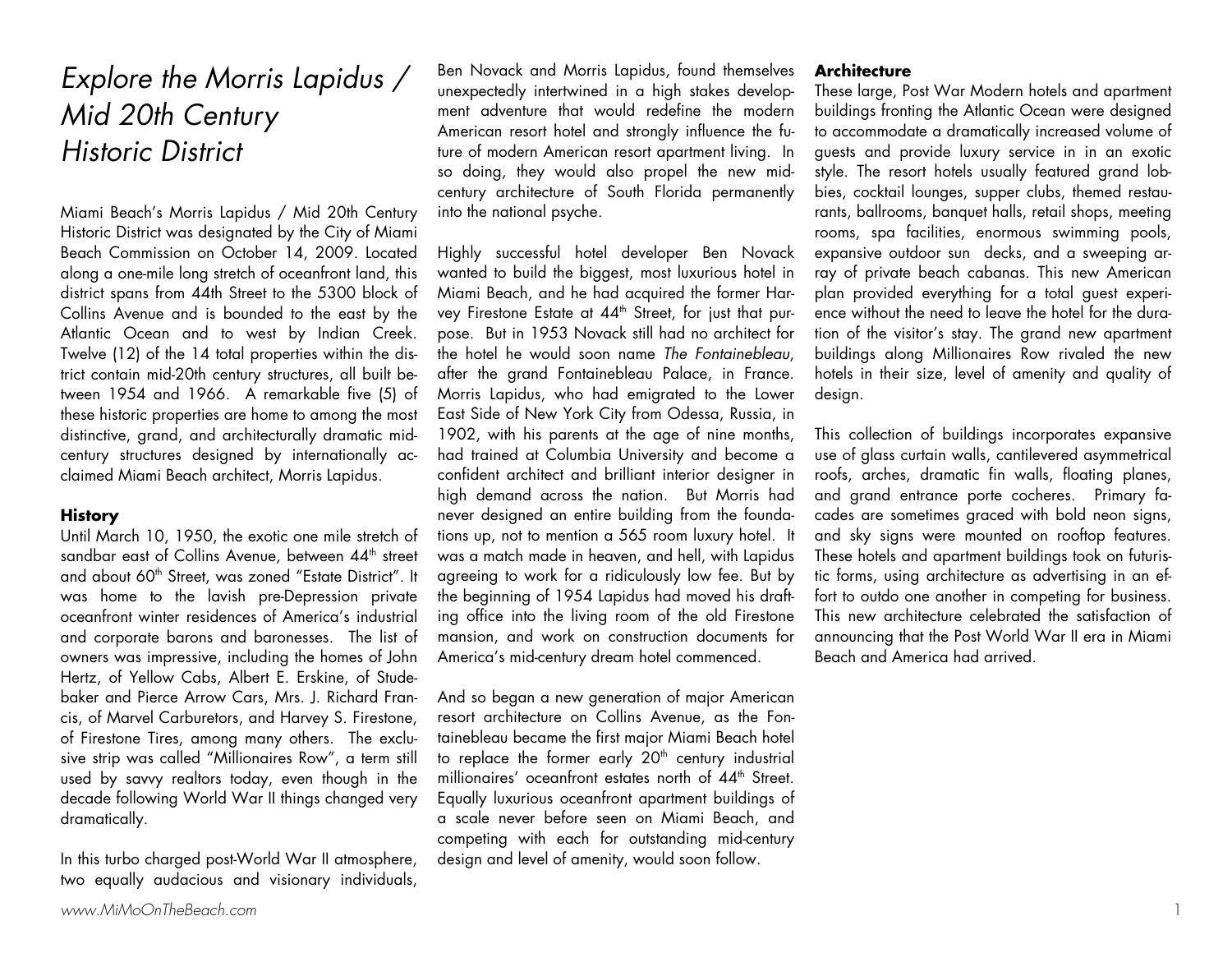# *Explore the Morris Lapidus / Mid 20th Century Historic District*

Miami Beach's Morris Lapidus / Mid 20th Century Historic District was designated by the City of Miami Beach Commission on October 14, 2009. Located along a one-mile long stretch of oceanfront land, this district spans from 44th Street to the 5300 block of Collins Avenue and is bounded to the east by the Atlantic Ocean and to west by Indian Creek. Twelve (12) of the 14 total properties within the district contain mid-20th century structures, all built between 1954 and 1966. A remarkable five (5) of these historic properties are home to among the most distinctive, grand, and architecturally dramatic mid-century structures designed by internationally acclaimed Miami Beach architect, Morris Lapidus.

### History

Until March 10, 1950, the exotic one mile stretch of sandbar east of Collins Avenue, between 44th street and about 60th Street, was zoned "Estate District". It was home to the lavish pre-Depression private oceanfront winter residences of America's industrial and corporate barons and baronesses. The list of owners was impressive, including the homes of John Hertz, of Yellow Cabs, Albert E. Erskine, of Studebaker and Pierce Arrow Cars, Mrs. J. Richard Francis, of Marvel Carburetors, and Harvey S. Firestone, of Firestone Tires, among many others. The exclusive strip was called "Millionaires Row", a term still used by savvy realtors today, even though in the decade following World War II things changed very dramatically.

In this turbo charged post-World War II atmosphere, two equally audacious and visionary individuals, Ben Novack and Morris Lapidus, found themselves unexpectedly intertwined in a high stakes development adventure that would redefine the modern American resort hotel and strongly influence the future of modern American resort apartment living. In so doing, they would also propel the new mid-century architecture of South Florida permanently into the national psyche.

Highly successful hotel developer Ben Novack wanted to build the biggest, most luxurious hotel in Miami Beach, and he had acquired the former Harvey Firestone Estate at 44th Street, for just that purpose. But in 1953 Novack still had no architect for the hotel he would soon name *The Fontainebleau*, after the grand Fontainebleau Palace, in France. Morris Lapidus, who had emigrated to the Lower East Side of New York City from Odessa, Russia, in 1902, with his parents at the age of nine months, had trained at Columbia University and become a confident architect and brilliant interior designer in high demand across the nation. But Morris had never designed an entire building from the foundations up, not to mention a 565 room luxury hotel. It was a match made in heaven, and hell, with Lapidus agreeing to work for a ridiculously low fee. But by the beginning of 1954 Lapidus had moved his drafting office into the living room of the old Firestone mansion, and work on construction documents for America's mid-century dream hotel commenced.

And so began a new generation of major American resort architecture on Collins Avenue, as the Fontainebleau became the first major Miami Beach hotel to replace the former early 20th century industrial millionaires' oceanfront estates north of 44th Street. Equally luxurious oceanfront apartment buildings of a scale never before seen on Miami Beach, and competing with each for outstanding mid-century design and level of amenity, would soon follow.

### Architecture

These large, Post War Modern hotels and apartment buildings fronting the Atlantic Ocean were designed to accommodate a dramatically increased volume of guests and provide luxury service in in an exotic style. The resort hotels usually featured grand lobbies, cocktail lounges, supper clubs, themed restaurants, ballrooms, banquet halls, retail shops, meeting rooms, spa facilities, enormous swimming pools, expansive outdoor sun decks, and a sweeping array of private beach cabanas. This new American plan provided everything for a total guest experience without the need to leave the hotel for the duration of the visitor's stay. The grand new apartment buildings along Millionaires Row rivaled the new hotels in their size, level of amenity and quality of design.

This collection of buildings incorporates expansive use of glass curtain walls, cantilevered asymmetrical roofs, arches, dramatic fin walls, floating planes, and grand entrance porte cocheres. Primary facades are sometimes graced with bold neon signs, and sky signs were mounted on rooftop features. These hotels and apartment buildings took on futuristic forms, using architecture as advertising in an effort to outdo one another in competing for business. This new architecture celebrated the satisfaction of announcing that the Post World War II era in Miami Beach and America had arrived.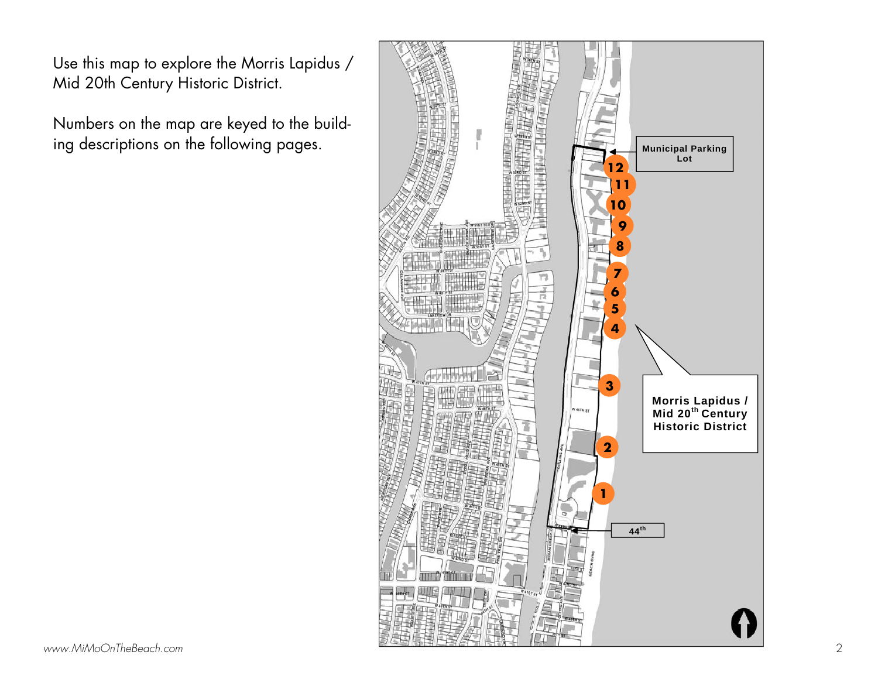Use this map to explore the Morris Lapidus / Mid 20th Century Historic District.

Numbers on the map are keyed to the building descriptions on the following pages.

Municipal Parking Lot

Morris Lapidus / Mid 20th Century Historic District

44th

www.MiMoOnTheBeach.com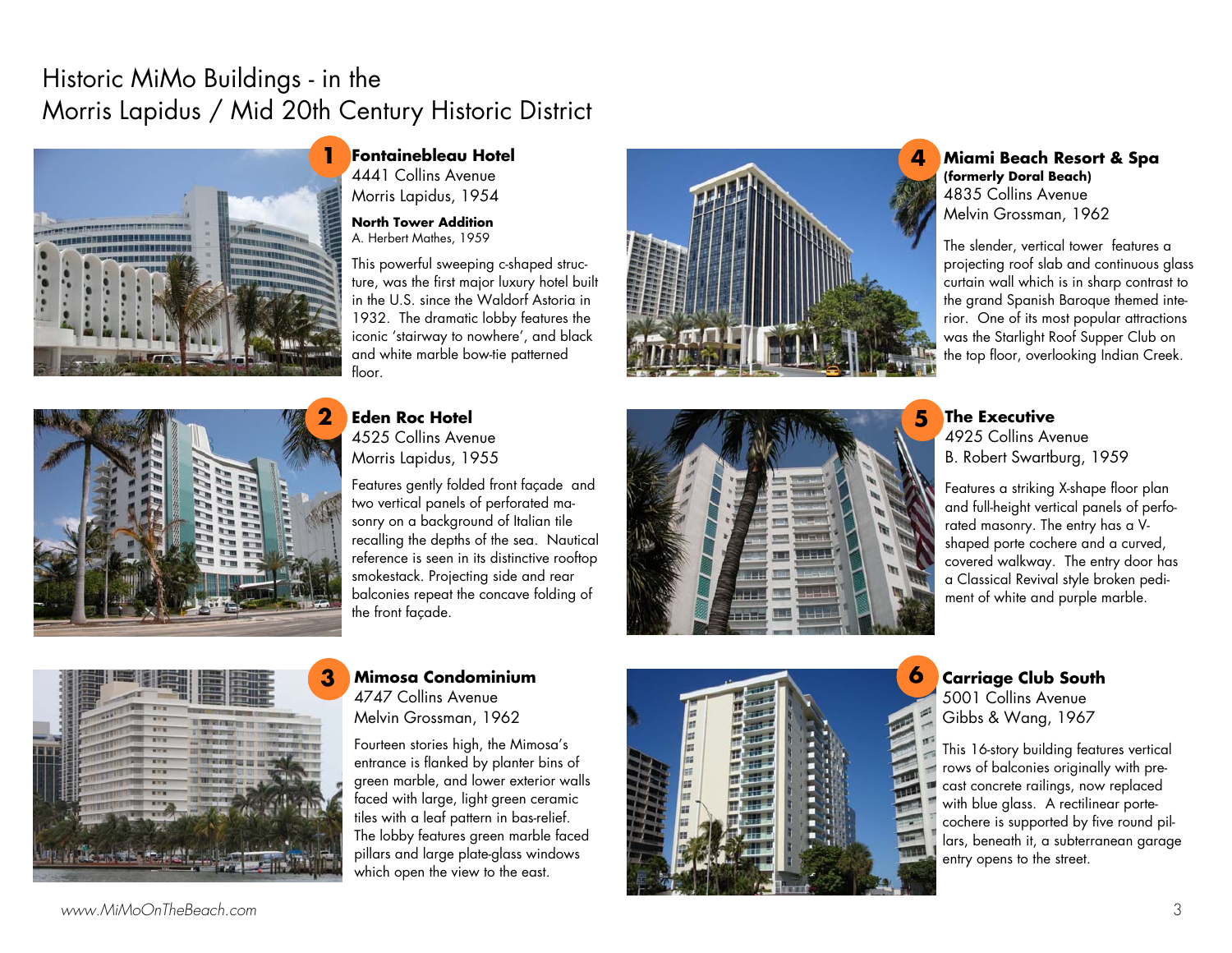# Historic MiMo Buildings - in the Morris Lapidus / Mid 20th Century Historic District

## 1 Fontainebleau Hotel

4441 Collins Avenue
Morris Lapidus, 1954

**North Tower Addition**
A. Herbert Mathes, 1959

This powerful sweeping c-shaped structure, was the first major luxury hotel built in the U.S. since the Waldorf Astoria in 1932. The dramatic lobby features the iconic 'stairway to nowhere', and black and white marble bow-tie patterned floor.

## 2 Eden Roc Hotel

4525 Collins Avenue
Morris Lapidus, 1955

Features gently folded front façade and two vertical panels of perforated masonry on a background of Italian tile recalling the depths of the sea. Nautical reference is seen in its distinctive rooftop smokestack. Projecting side and rear balconies repeat the concave folding of the front façade.

## 3 Mimosa Condominium

4747 Collins Avenue
Melvin Grossman, 1962

Fourteen stories high, the Mimosa's entrance is flanked by planter bins of green marble, and lower exterior walls faced with large, light green ceramic tiles with a leaf pattern in bas-relief. The lobby features green marble faced pillars and large plate-glass windows which open the view to the east.

## 4 Miami Beach Resort & Spa

**(formerly Doral Beach)**
4835 Collins Avenue
Melvin Grossman, 1962

The slender, vertical tower features a projecting roof slab and continuous glass curtain wall which is in sharp contrast to the grand Spanish Baroque themed interior. One of its most popular attractions was the Starlight Roof Supper Club on the top floor, overlooking Indian Creek.

## 5 The Executive

4925 Collins Avenue
B. Robert Swartburg, 1959

Features a striking X-shape floor plan and full-height vertical panels of perforated masonry. The entry has a V-shaped porte cochere and a curved, covered walkway. The entry door has a Classical Revival style broken pediment of white and purple marble.

## 6 Carriage Club South

5001 Collins Avenue
Gibbs & Wang, 1967

This 16-story building features vertical rows of balconies originally with precast concrete railings, now replaced with blue glass. A rectilinear porte-cochere is supported by five round pillars, beneath it, a subterranean garage entry opens to the street.

*www.MiMoOnTheBeach.com*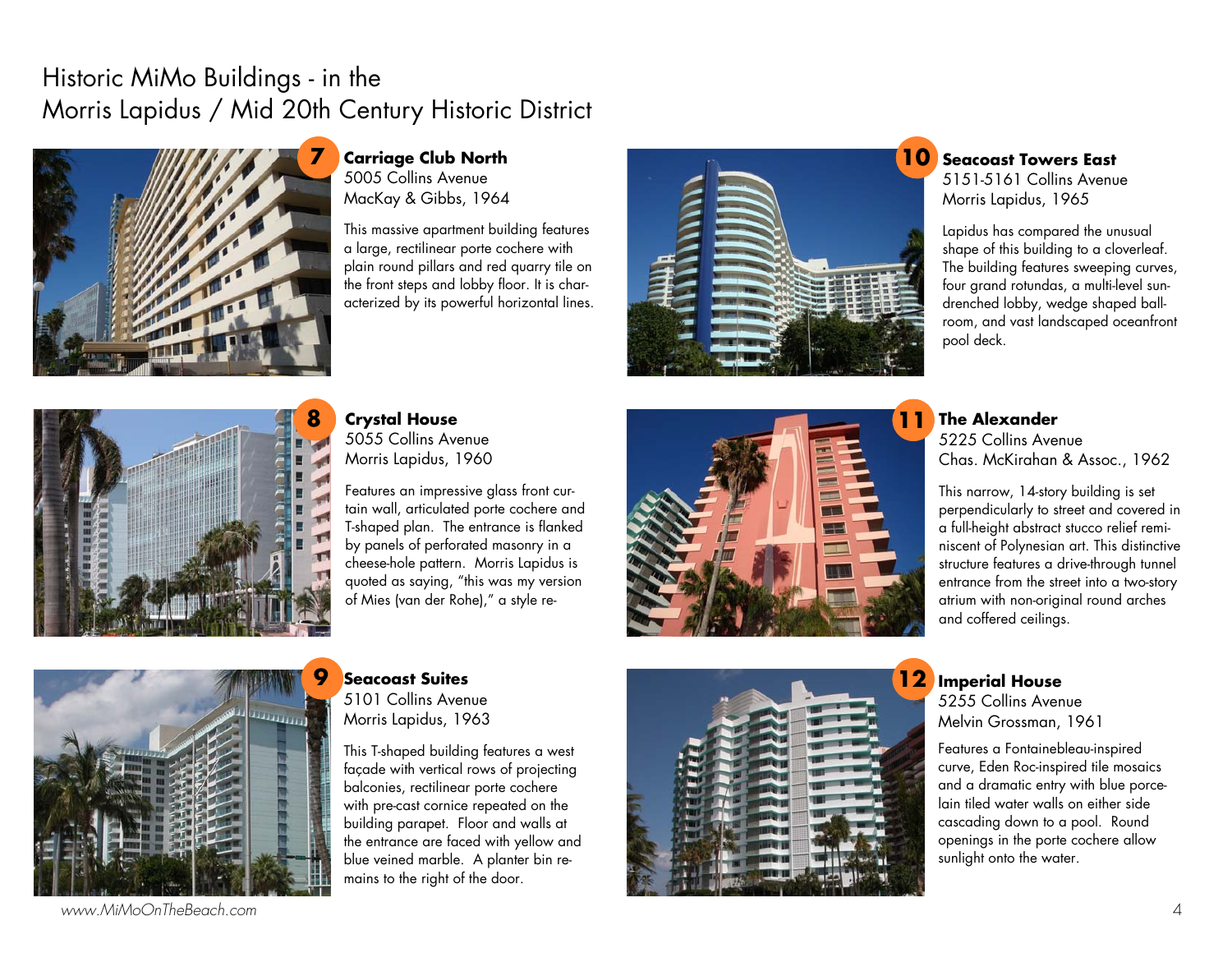# Historic MiMo Buildings - in the Morris Lapidus / Mid 20th Century Historic District

## 7 Carriage Club North

5005 Collins Avenue
MacKay & Gibbs, 1964

This massive apartment building features a large, rectilinear porte cochere with plain round pillars and red quarry tile on the front steps and lobby floor. It is characterized by its powerful horizontal lines.

## 8 Crystal House

5055 Collins Avenue
Morris Lapidus, 1960

Features an impressive glass front curtain wall, articulated porte cochere and T-shaped plan. The entrance is flanked by panels of perforated masonry in a cheese-hole pattern. Morris Lapidus is quoted as saying, "this was my version of Mies (van der Rohe)," a style re-

## 9 Seacoast Suites

5101 Collins Avenue
Morris Lapidus, 1963

This T-shaped building features a west façade with vertical rows of projecting balconies, rectilinear porte cochere with pre-cast cornice repeated on the building parapet. Floor and walls at the entrance are faced with yellow and blue veined marble. A planter bin remains to the right of the door.

## 10 Seacoast Towers East

5151-5161 Collins Avenue
Morris Lapidus, 1965

Lapidus has compared the unusual shape of this building to a cloverleaf. The building features sweeping curves, four grand rotundas, a multi-level sun-drenched lobby, wedge shaped ballroom, and vast landscaped oceanfront pool deck.

## 11 The Alexander

5225 Collins Avenue
Chas. McKirahan & Assoc., 1962

This narrow, 14-story building is set perpendicularly to street and covered in a full-height abstract stucco relief reminiscent of Polynesian art. This distinctive structure features a drive-through tunnel entrance from the street into a two-story atrium with non-original round arches and coffered ceilings.

## 12 Imperial House

5255 Collins Avenue
Melvin Grossman, 1961

Features a Fontainebleau-inspired curve, Eden Roc-inspired tile mosaics and a dramatic entry with blue porcelain tiled water walls on either side cascading down to a pool. Round openings in the porte cochere allow sunlight onto the water.

*www.MiMoOnTheBeach.com*